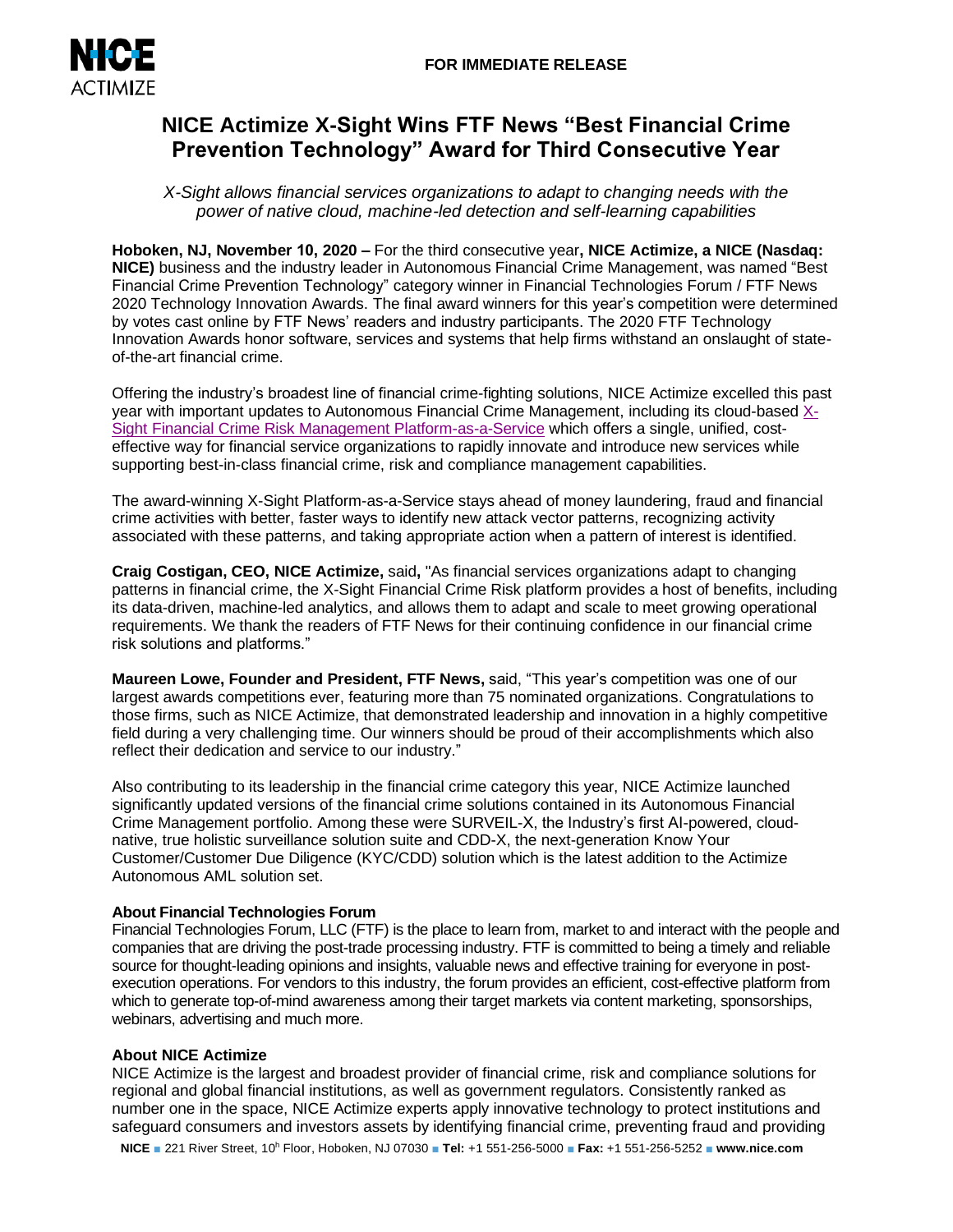**FOR IMMEDIATE RELEASE**

# NICE Actimize X-Sight Wins FTF News "Best Financial Crime Prevention Technology" Award for Third Consecutive Year

*X-Sight allows financial services organizations to adapt to changing needs with the power of native cloud, machine-led detection and self-learning capabilities*

**Hoboken, NJ, November 10, 2020 –** For the third consecutive year**, NICE Actimize, a NICE (Nasdaq: NICE)** business and the industry leader in Autonomous Financial Crime Management, was named "Best Financial Crime Prevention Technology" category winner in Financial Technologies Forum / FTF News 2020 Technology Innovation Awards. The final award winners for this year's competition were determined by votes cast online by FTF News' readers and industry participants. The 2020 FTF Technology Innovation Awards honor software, services and systems that help firms withstand an onslaught of state-of-the-art financial crime.

Offering the industry's broadest line of financial crime-fighting solutions, NICE Actimize excelled this past year with important updates to Autonomous Financial Crime Management, including its cloud-based X-Sight Financial Crime Risk Management Platform-as-a-Service which offers a single, unified, cost-effective way for financial service organizations to rapidly innovate and introduce new services while supporting best-in-class financial crime, risk and compliance management capabilities.

The award-winning X-Sight Platform-as-a-Service stays ahead of money laundering, fraud and financial crime activities with better, faster ways to identify new attack vector patterns, recognizing activity associated with these patterns, and taking appropriate action when a pattern of interest is identified.

**Craig Costigan, CEO, NICE Actimize,** said**,** "As financial services organizations adapt to changing patterns in financial crime, the X-Sight Financial Crime Risk platform provides a host of benefits, including its data-driven, machine-led analytics, and allows them to adapt and scale to meet growing operational requirements. We thank the readers of FTF News for their continuing confidence in our financial crime risk solutions and platforms."

**Maureen Lowe, Founder and President, FTF News,** said, "This year's competition was one of our largest awards competitions ever, featuring more than 75 nominated organizations. Congratulations to those firms, such as NICE Actimize, that demonstrated leadership and innovation in a highly competitive field during a very challenging time. Our winners should be proud of their accomplishments which also reflect their dedication and service to our industry."

Also contributing to its leadership in the financial crime category this year, NICE Actimize launched significantly updated versions of the financial crime solutions contained in its Autonomous Financial Crime Management portfolio. Among these were SURVEIL-X, the Industry's first AI-powered, cloud-native, true holistic surveillance solution suite and CDD-X, the next-generation Know Your Customer/Customer Due Diligence (KYC/CDD) solution which is the latest addition to the Actimize Autonomous AML solution set.

**About Financial Technologies Forum**

Financial Technologies Forum, LLC (FTF) is the place to learn from, market to and interact with the people and companies that are driving the post-trade processing industry. FTF is committed to being a timely and reliable source for thought-leading opinions and insights, valuable news and effective training for everyone in post-execution operations. For vendors to this industry, the forum provides an efficient, cost-effective platform from which to generate top-of-mind awareness among their target markets via content marketing, sponsorships, webinars, advertising and much more.

**About NICE Actimize**

NICE Actimize is the largest and broadest provider of financial crime, risk and compliance solutions for regional and global financial institutions, as well as government regulators. Consistently ranked as number one in the space, NICE Actimize experts apply innovative technology to protect institutions and safeguard consumers and investors assets by identifying financial crime, preventing fraud and providing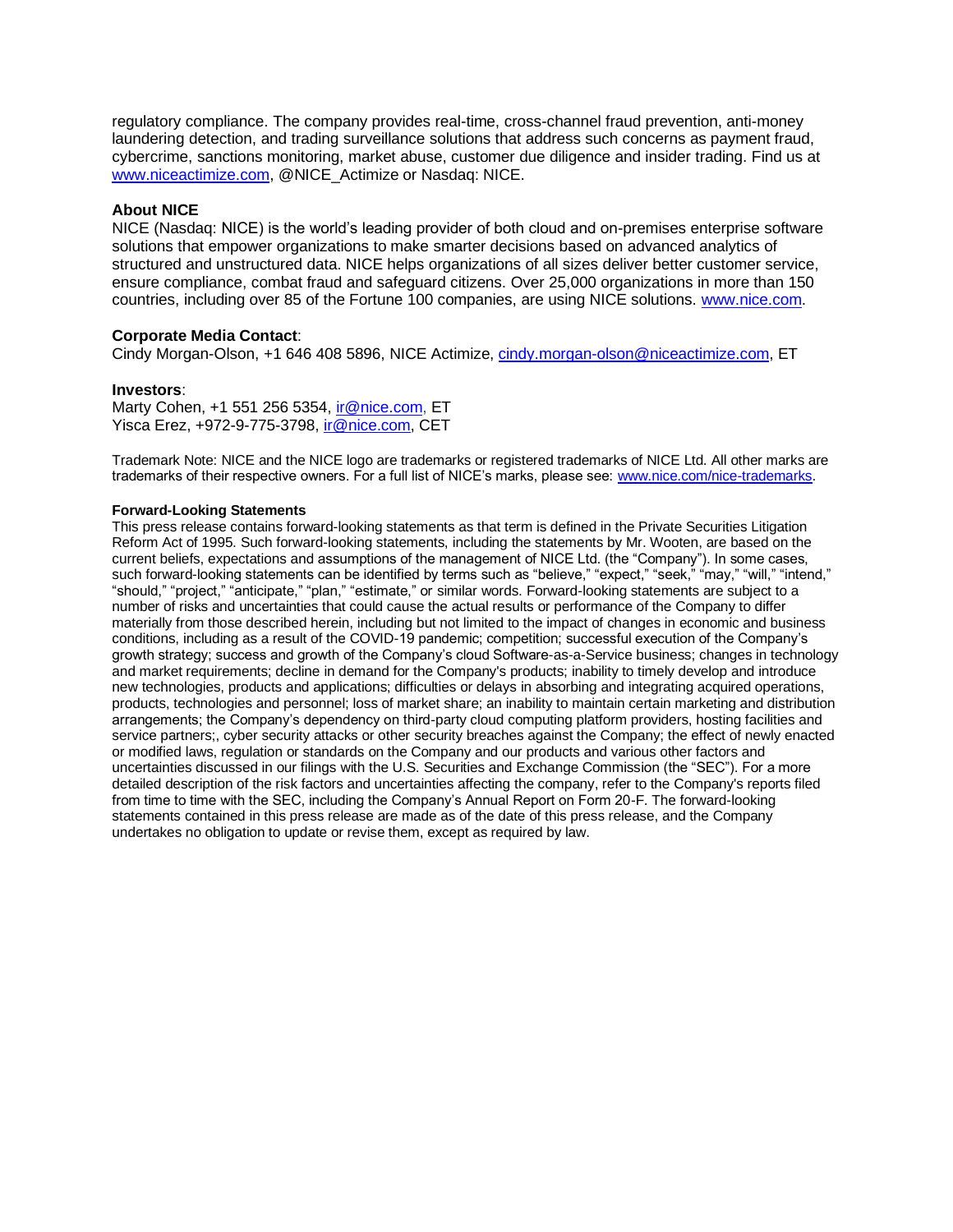regulatory compliance. The company provides real-time, cross-channel fraud prevention, anti-money laundering detection, and trading surveillance solutions that address such concerns as payment fraud, cybercrime, sanctions monitoring, market abuse, customer due diligence and insider trading. Find us at www.niceactimize.com, @NICE_Actimize or Nasdaq: NICE.

**About NICE**
NICE (Nasdaq: NICE) is the world's leading provider of both cloud and on-premises enterprise software solutions that empower organizations to make smarter decisions based on advanced analytics of structured and unstructured data. NICE helps organizations of all sizes deliver better customer service, ensure compliance, combat fraud and safeguard citizens. Over 25,000 organizations in more than 150 countries, including over 85 of the Fortune 100 companies, are using NICE solutions. www.nice.com.

**Corporate Media Contact**:
Cindy Morgan-Olson, +1 646 408 5896, NICE Actimize, cindy.morgan-olson@niceactimize.com, ET

**Investors**:
Marty Cohen, +1 551 256 5354, ir@nice.com, ET
Yisca Erez, +972-9-775-3798, ir@nice.com, CET

Trademark Note: NICE and the NICE logo are trademarks or registered trademarks of NICE Ltd. All other marks are trademarks of their respective owners. For a full list of NICE's marks, please see: www.nice.com/nice-trademarks.

**Forward-Looking Statements**
This press release contains forward-looking statements as that term is defined in the Private Securities Litigation Reform Act of 1995. Such forward-looking statements, including the statements by Mr. Wooten, are based on the current beliefs, expectations and assumptions of the management of NICE Ltd. (the "Company"). In some cases, such forward-looking statements can be identified by terms such as "believe," "expect," "seek," "may," "will," "intend," "should," "project," "anticipate," "plan," "estimate," or similar words. Forward-looking statements are subject to a number of risks and uncertainties that could cause the actual results or performance of the Company to differ materially from those described herein, including but not limited to the impact of changes in economic and business conditions, including as a result of the COVID-19 pandemic; competition; successful execution of the Company's growth strategy; success and growth of the Company's cloud Software-as-a-Service business; changes in technology and market requirements; decline in demand for the Company's products; inability to timely develop and introduce new technologies, products and applications; difficulties or delays in absorbing and integrating acquired operations, products, technologies and personnel; loss of market share; an inability to maintain certain marketing and distribution arrangements; the Company's dependency on third-party cloud computing platform providers, hosting facilities and service partners;, cyber security attacks or other security breaches against the Company; the effect of newly enacted or modified laws, regulation or standards on the Company and our products and various other factors and uncertainties discussed in our filings with the U.S. Securities and Exchange Commission (the "SEC"). For a more detailed description of the risk factors and uncertainties affecting the company, refer to the Company's reports filed from time to time with the SEC, including the Company's Annual Report on Form 20-F. The forward-looking statements contained in this press release are made as of the date of this press release, and the Company undertakes no obligation to update or revise them, except as required by law.